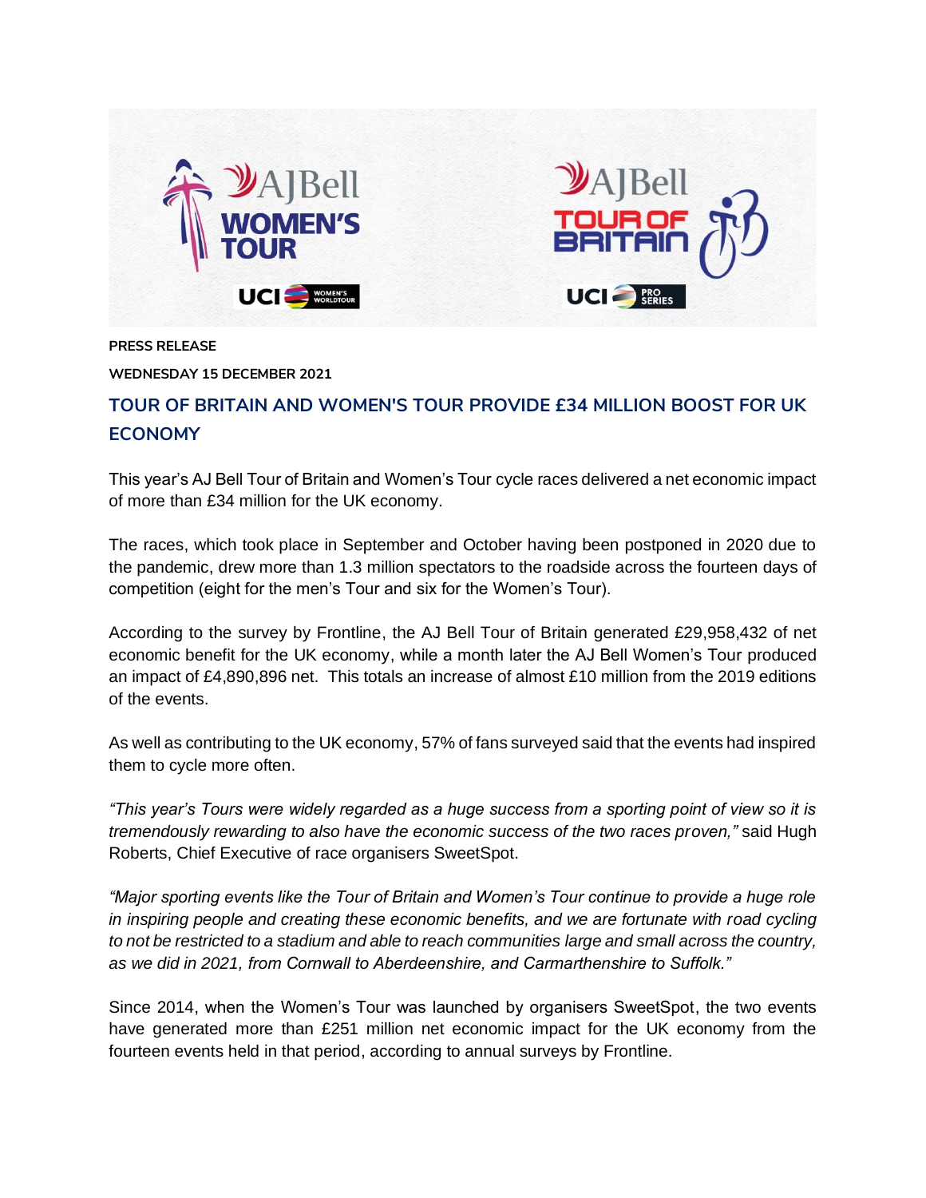**PRESS RELEASE**

**WEDNESDAY 15 DECEMBER 2021**

## TOUR OF BRITAIN AND WOMEN'S TOUR PROVIDE £34 MILLION BOOST FOR UK ECONOMY

This year's AJ Bell Tour of Britain and Women's Tour cycle races delivered a net economic impact of more than £34 million for the UK economy.

The races, which took place in September and October having been postponed in 2020 due to the pandemic, drew more than 1.3 million spectators to the roadside across the fourteen days of competition (eight for the men's Tour and six for the Women's Tour).

According to the survey by Frontline, the AJ Bell Tour of Britain generated £29,958,432 of net economic benefit for the UK economy, while a month later the AJ Bell Women's Tour produced an impact of £4,890,896 net. This totals an increase of almost £10 million from the 2019 editions of the events.

As well as contributing to the UK economy, 57% of fans surveyed said that the events had inspired them to cycle more often.

*"This year's Tours were widely regarded as a huge success from a sporting point of view so it is tremendously rewarding to also have the economic success of the two races proven,"* said Hugh Roberts, Chief Executive of race organisers SweetSpot.

*"Major sporting events like the Tour of Britain and Women's Tour continue to provide a huge role in inspiring people and creating these economic benefits, and we are fortunate with road cycling to not be restricted to a stadium and able to reach communities large and small across the country, as we did in 2021, from Cornwall to Aberdeenshire, and Carmarthenshire to Suffolk."*

Since 2014, when the Women's Tour was launched by organisers SweetSpot, the two events have generated more than £251 million net economic impact for the UK economy from the fourteen events held in that period, according to annual surveys by Frontline.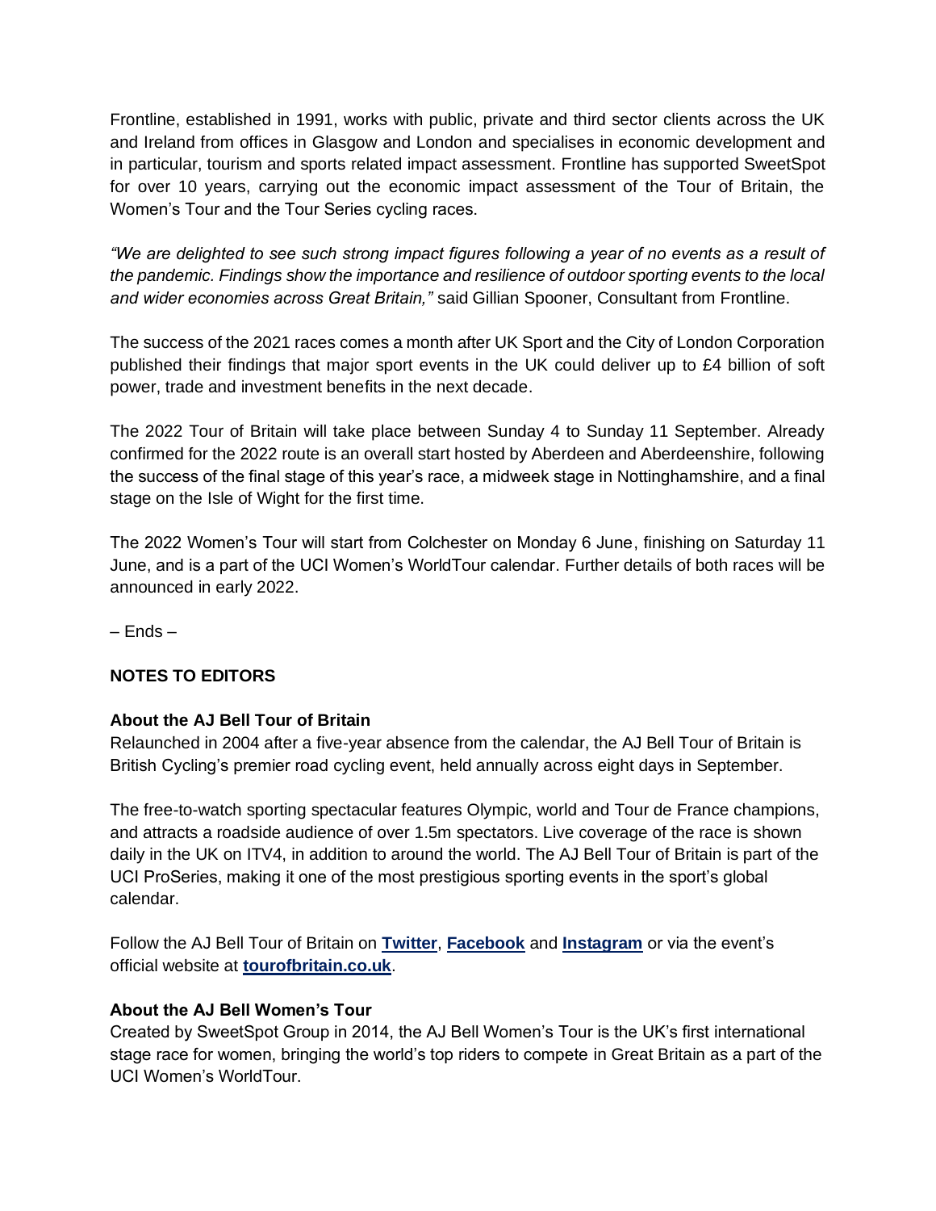Frontline, established in 1991, works with public, private and third sector clients across the UK and Ireland from offices in Glasgow and London and specialises in economic development and in particular, tourism and sports related impact assessment. Frontline has supported SweetSpot for over 10 years, carrying out the economic impact assessment of the Tour of Britain, the Women's Tour and the Tour Series cycling races.

*"We are delighted to see such strong impact figures following a year of no events as a result of the pandemic. Findings show the importance and resilience of outdoor sporting events to the local and wider economies across Great Britain,"* said Gillian Spooner, Consultant from Frontline.

The success of the 2021 races comes a month after UK Sport and the City of London Corporation published their findings that major sport events in the UK could deliver up to £4 billion of soft power, trade and investment benefits in the next decade.

The 2022 Tour of Britain will take place between Sunday 4 to Sunday 11 September. Already confirmed for the 2022 route is an overall start hosted by Aberdeen and Aberdeenshire, following the success of the final stage of this year's race, a midweek stage in Nottinghamshire, and a final stage on the Isle of Wight for the first time.

The 2022 Women's Tour will start from Colchester on Monday 6 June, finishing on Saturday 11 June, and is a part of the UCI Women's WorldTour calendar. Further details of both races will be announced in early 2022.

– Ends –

**NOTES TO EDITORS**

**About the AJ Bell Tour of Britain**
Relaunched in 2004 after a five-year absence from the calendar, the AJ Bell Tour of Britain is British Cycling's premier road cycling event, held annually across eight days in September.

The free-to-watch sporting spectacular features Olympic, world and Tour de France champions, and attracts a roadside audience of over 1.5m spectators. Live coverage of the race is shown daily in the UK on ITV4, in addition to around the world. The AJ Bell Tour of Britain is part of the UCI ProSeries, making it one of the most prestigious sporting events in the sport's global calendar.

Follow the AJ Bell Tour of Britain on **Twitter**, **Facebook** and **Instagram** or via the event's official website at **tourofbritain.co.uk**.

**About the AJ Bell Women's Tour**
Created by SweetSpot Group in 2014, the AJ Bell Women's Tour is the UK's first international stage race for women, bringing the world's top riders to compete in Great Britain as a part of the UCI Women's WorldTour.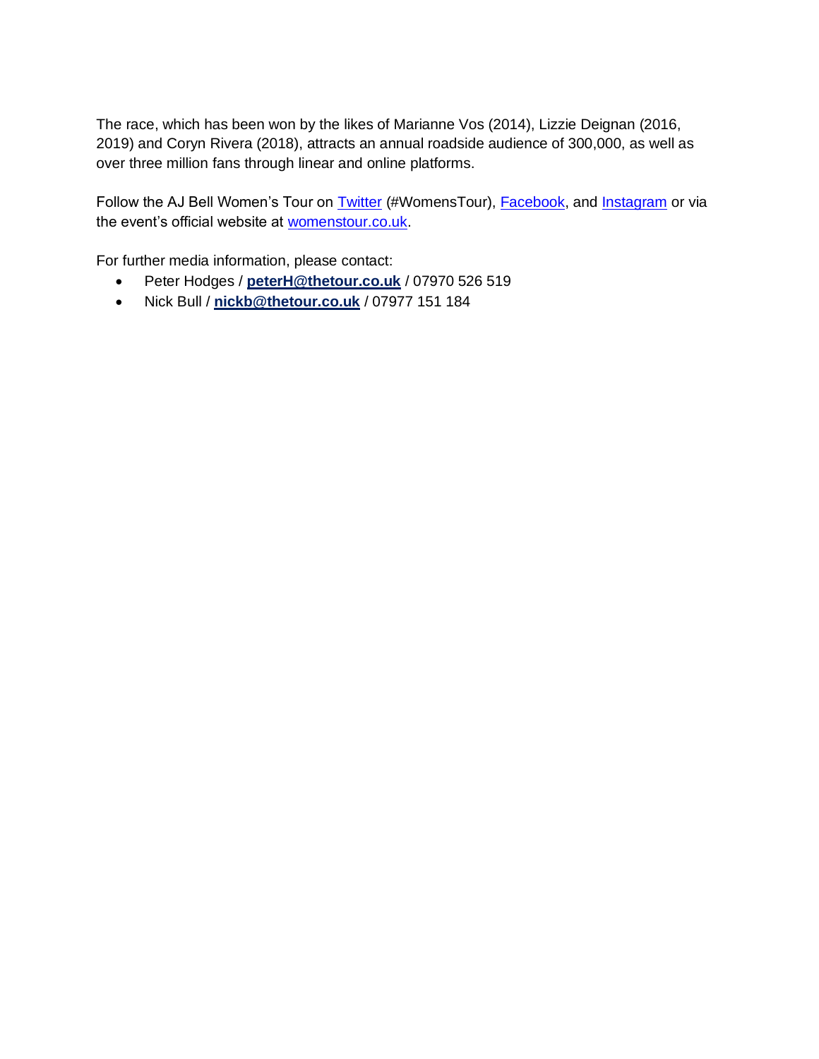The race, which has been won by the likes of Marianne Vos (2014), Lizzie Deignan (2016, 2019) and Coryn Rivera (2018), attracts an annual roadside audience of 300,000, as well as over three million fans through linear and online platforms.

Follow the AJ Bell Women's Tour on Twitter (#WomensTour), Facebook, and Instagram or via the event's official website at womenstour.co.uk.

For further media information, please contact:

- Peter Hodges / **peterH@thetour.co.uk** / 07970 526 519
- Nick Bull / **nickb@thetour.co.uk** / 07977 151 184